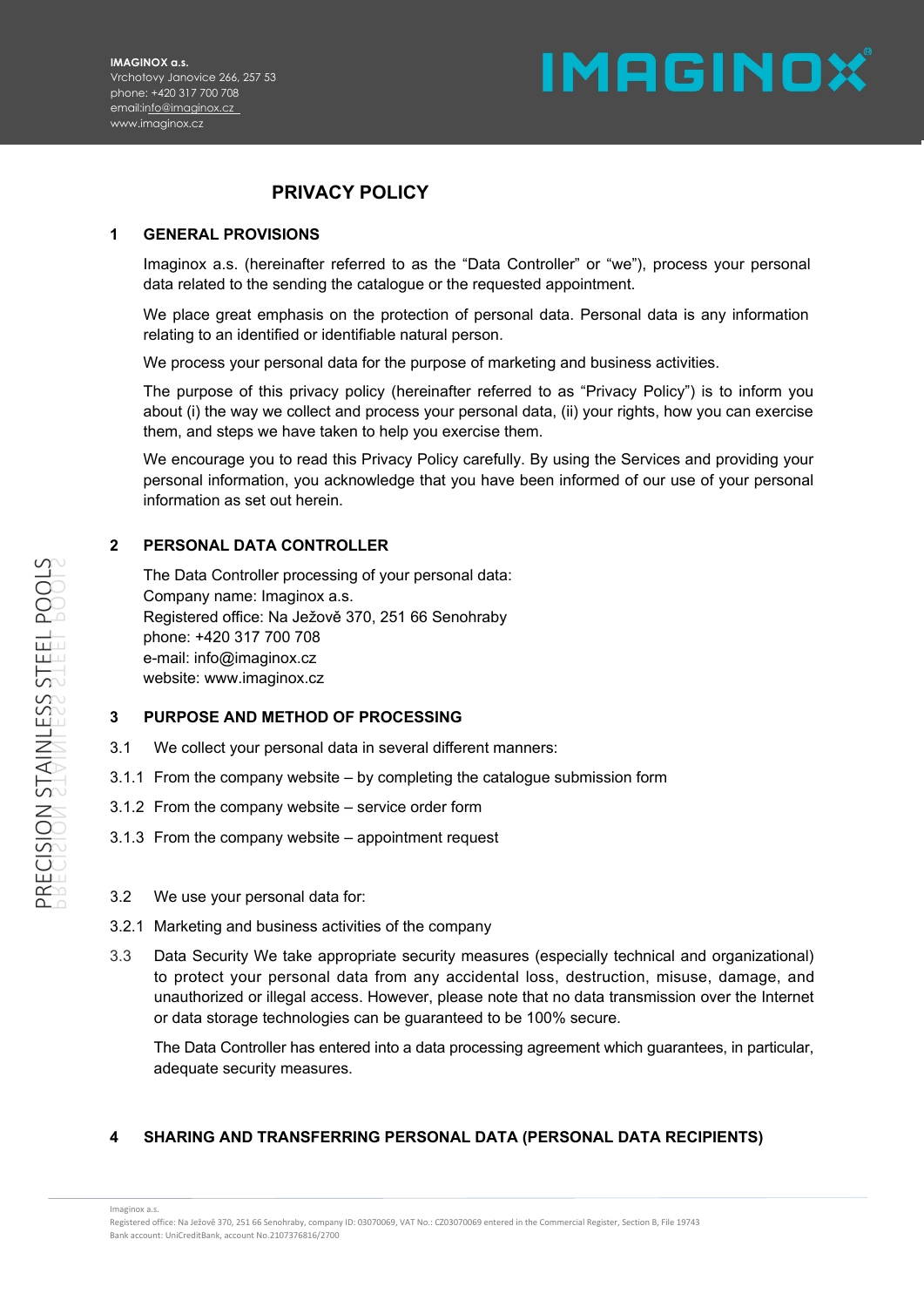# PRIVACY POLICY

## 1 GENERAL PROVISIONS

Imaginox a.s. (hereinafter referred to as the "Data Controller" or "we"), process your personal data related to the sending the catalogue or the requested appointment.

We place great emphasis on the protection of personal data. Personal data is any information relating to an identified or identifiable natural person.

We process your personal data for the purpose of marketing and business activities.

The purpose of this privacy policy (hereinafter referred to as "Privacy Policy") is to inform you about (i) the way we collect and process your personal data, (ii) your rights, how you can exercise them, and steps we have taken to help you exercise them.

We encourage you to read this Privacy Policy carefully. By using the Services and providing your personal information, you acknowledge that you have been informed of our use of your personal information as set out herein.

## 2 PERSONAL DATA CONTROLLER

The Data Controller processing of your personal data:
Company name: Imaginox a.s.
Registered office: Na Ježově 370, 251 66 Senohraby
phone: +420 317 700 708
e-mail: info@imaginox.cz
website: www.imaginox.cz

## 3 PURPOSE AND METHOD OF PROCESSING

3.1 We collect your personal data in several different manners:

3.1.1 From the company website – by completing the catalogue submission form

3.1.2 From the company website – service order form

3.1.3 From the company website – appointment request

3.2 We use your personal data for:

3.2.1 Marketing and business activities of the company

3.3 Data Security We take appropriate security measures (especially technical and organizational) to protect your personal data from any accidental loss, destruction, misuse, damage, and unauthorized or illegal access. However, please note that no data transmission over the Internet or data storage technologies can be guaranteed to be 100% secure.

The Data Controller has entered into a data processing agreement which guarantees, in particular, adequate security measures.

## 4 SHARING AND TRANSFERRING PERSONAL DATA (PERSONAL DATA RECIPIENTS)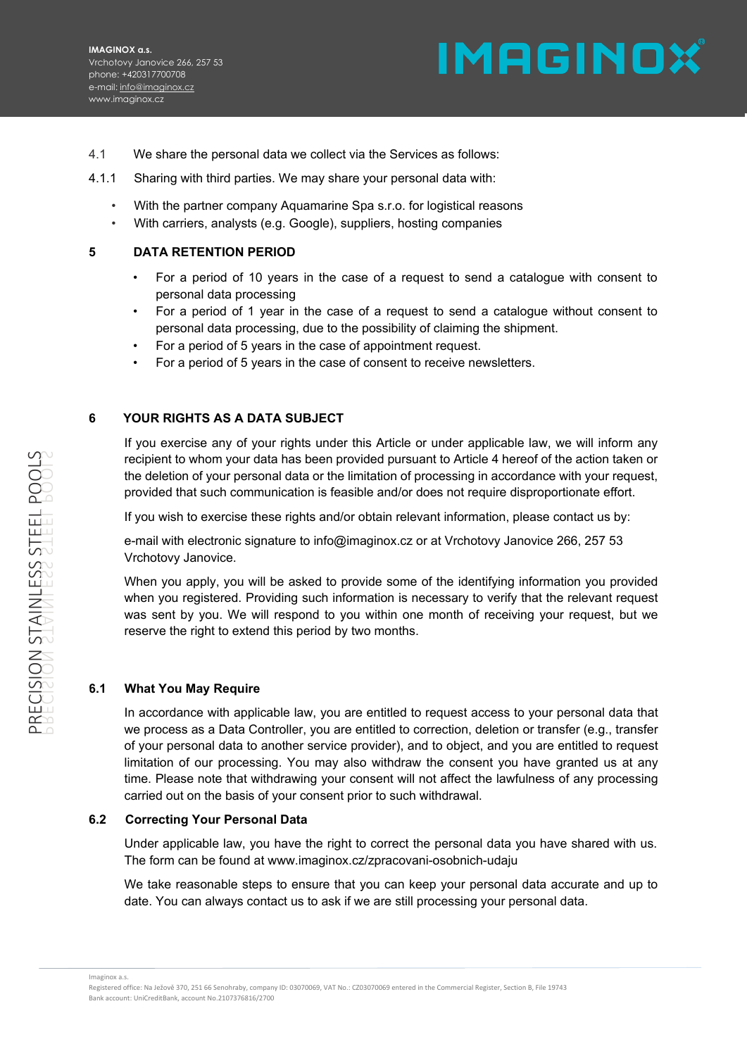4.1 We share the personal data we collect via the Services as follows:

4.1.1 Sharing with third parties. We may share your personal data with:

- With the partner company Aquamarine Spa s.r.o. for logistical reasons
- With carriers, analysts (e.g. Google), suppliers, hosting companies

## 5 DATA RETENTION PERIOD

- For a period of 10 years in the case of a request to send a catalogue with consent to personal data processing
- For a period of 1 year in the case of a request to send a catalogue without consent to personal data processing, due to the possibility of claiming the shipment.
- For a period of 5 years in the case of appointment request.
- For a period of 5 years in the case of consent to receive newsletters.

## 6 YOUR RIGHTS AS A DATA SUBJECT

If you exercise any of your rights under this Article or under applicable law, we will inform any recipient to whom your data has been provided pursuant to Article 4 hereof of the action taken or the deletion of your personal data or the limitation of processing in accordance with your request, provided that such communication is feasible and/or does not require disproportionate effort.

If you wish to exercise these rights and/or obtain relevant information, please contact us by:

e-mail with electronic signature to info@imaginox.cz or at Vrchotovy Janovice 266, 257 53 Vrchotovy Janovice.

When you apply, you will be asked to provide some of the identifying information you provided when you registered. Providing such information is necessary to verify that the relevant request was sent by you. We will respond to you within one month of receiving your request, but we reserve the right to extend this period by two months.

### 6.1 What You May Require

In accordance with applicable law, you are entitled to request access to your personal data that we process as a Data Controller, you are entitled to correction, deletion or transfer (e.g., transfer of your personal data to another service provider), and to object, and you are entitled to request limitation of our processing. You may also withdraw the consent you have granted us at any time. Please note that withdrawing your consent will not affect the lawfulness of any processing carried out on the basis of your consent prior to such withdrawal.

### 6.2 Correcting Your Personal Data

Under applicable law, you have the right to correct the personal data you have shared with us. The form can be found at www.imaginox.cz/zpracovani-osobnich-udaju

We take reasonable steps to ensure that you can keep your personal data accurate and up to date. You can always contact us to ask if we are still processing your personal data.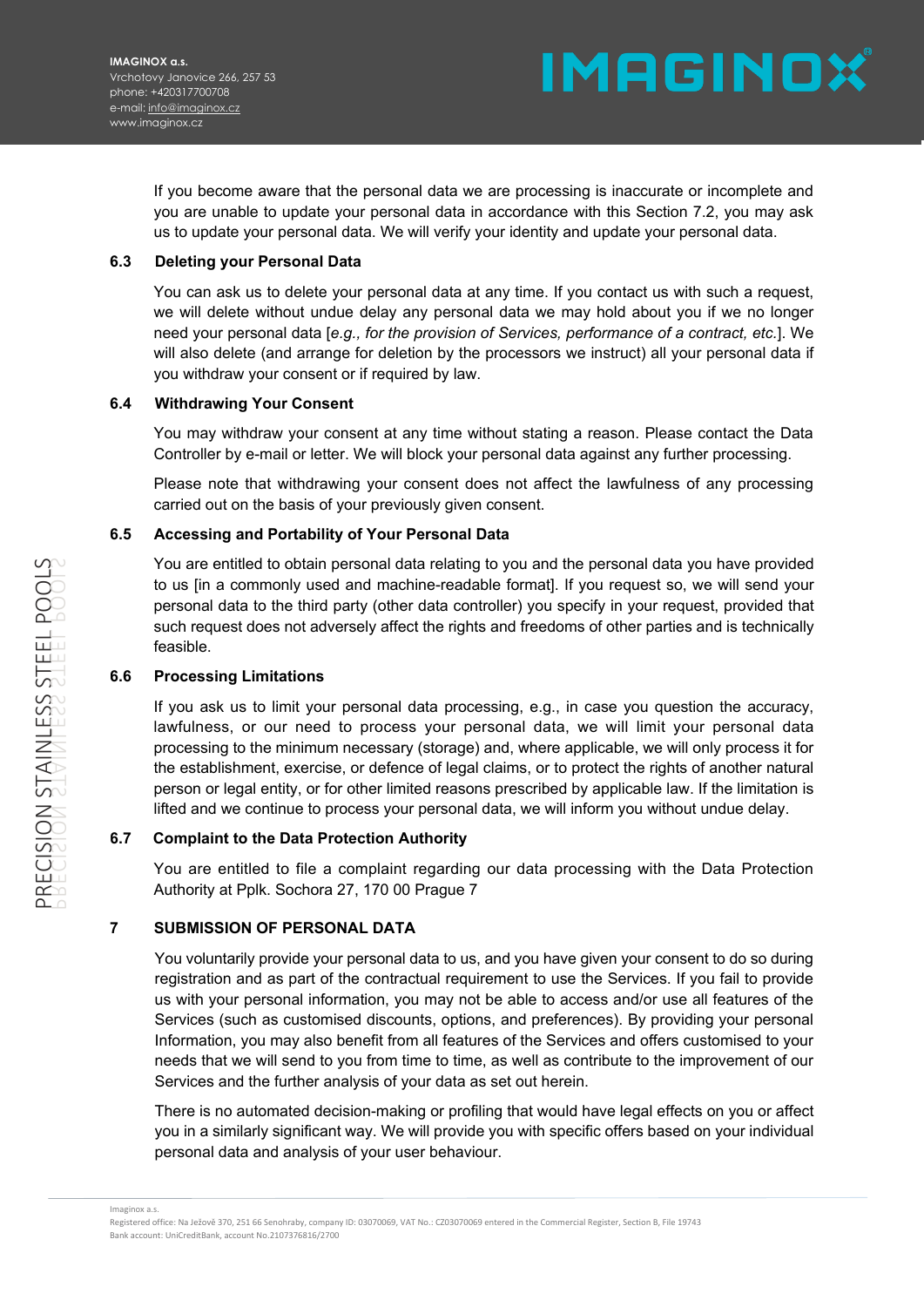If you become aware that the personal data we are processing is inaccurate or incomplete and you are unable to update your personal data in accordance with this Section 7.2, you may ask us to update your personal data. We will verify your identity and update your personal data.

### 6.3 Deleting your Personal Data

You can ask us to delete your personal data at any time. If you contact us with such a request, we will delete without undue delay any personal data we may hold about you if we no longer need your personal data [*e.g., for the provision of Services, performance of a contract, etc.*]. We will also delete (and arrange for deletion by the processors we instruct) all your personal data if you withdraw your consent or if required by law.

### 6.4 Withdrawing Your Consent

You may withdraw your consent at any time without stating a reason. Please contact the Data Controller by e-mail or letter. We will block your personal data against any further processing.

Please note that withdrawing your consent does not affect the lawfulness of any processing carried out on the basis of your previously given consent.

### 6.5 Accessing and Portability of Your Personal Data

You are entitled to obtain personal data relating to you and the personal data you have provided to us [in a commonly used and machine-readable format]. If you request so, we will send your personal data to the third party (other data controller) you specify in your request, provided that such request does not adversely affect the rights and freedoms of other parties and is technically feasible.

### 6.6 Processing Limitations

If you ask us to limit your personal data processing, e.g., in case you question the accuracy, lawfulness, or our need to process your personal data, we will limit your personal data processing to the minimum necessary (storage) and, where applicable, we will only process it for the establishment, exercise, or defence of legal claims, or to protect the rights of another natural person or legal entity, or for other limited reasons prescribed by applicable law. If the limitation is lifted and we continue to process your personal data, we will inform you without undue delay.

### 6.7 Complaint to the Data Protection Authority

You are entitled to file a complaint regarding our data processing with the Data Protection Authority at Pplk. Sochora 27, 170 00 Prague 7

## 7 SUBMISSION OF PERSONAL DATA

You voluntarily provide your personal data to us, and you have given your consent to do so during registration and as part of the contractual requirement to use the Services. If you fail to provide us with your personal information, you may not be able to access and/or use all features of the Services (such as customised discounts, options, and preferences). By providing your personal Information, you may also benefit from all features of the Services and offers customised to your needs that we will send to you from time to time, as well as contribute to the improvement of our Services and the further analysis of your data as set out herein.

There is no automated decision-making or profiling that would have legal effects on you or affect you in a similarly significant way. We will provide you with specific offers based on your individual personal data and analysis of your user behaviour.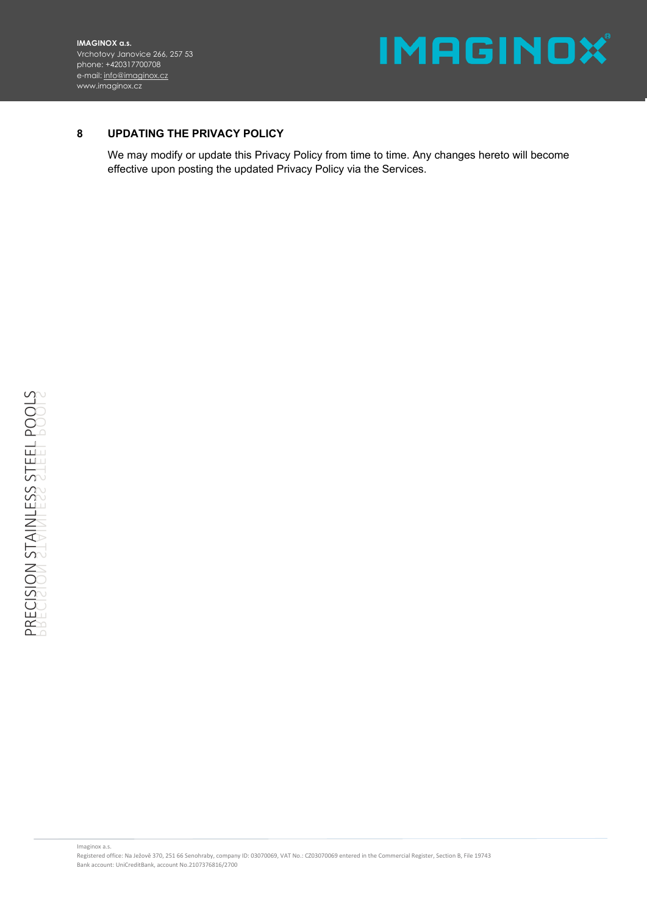## 8 UPDATING THE PRIVACY POLICY

We may modify or update this Privacy Policy from time to time. Any changes hereto will become effective upon posting the updated Privacy Policy via the Services.